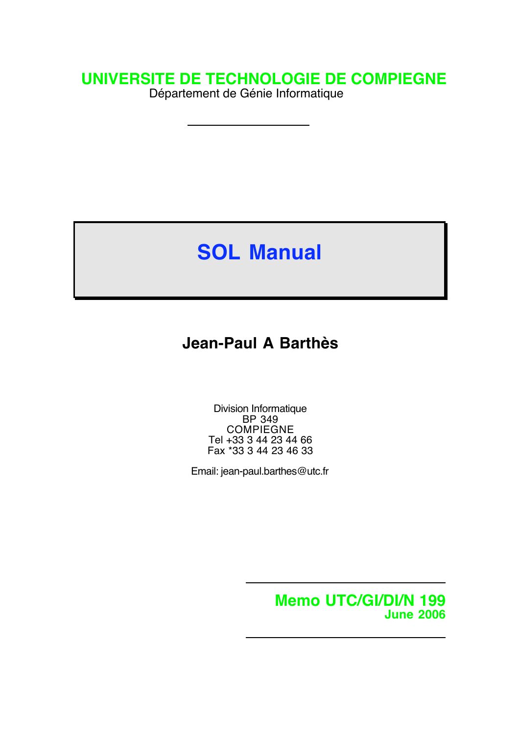**UNIVERSITE DE TECHNOLOGIE DE COMPIEGNE**

Département de Génie Informatique

---

# SOL Manual

**Jean-Paul A Barthès**

Division Informatique
BP 349
COMPIEGNE
Tel +33 3 44 23 44 66
Fax *33 3 44 23 46 33

Email: jean-paul.barthes@utc.fr

---

**Memo UTC/GI/DI/N 199**
**June 2006**

---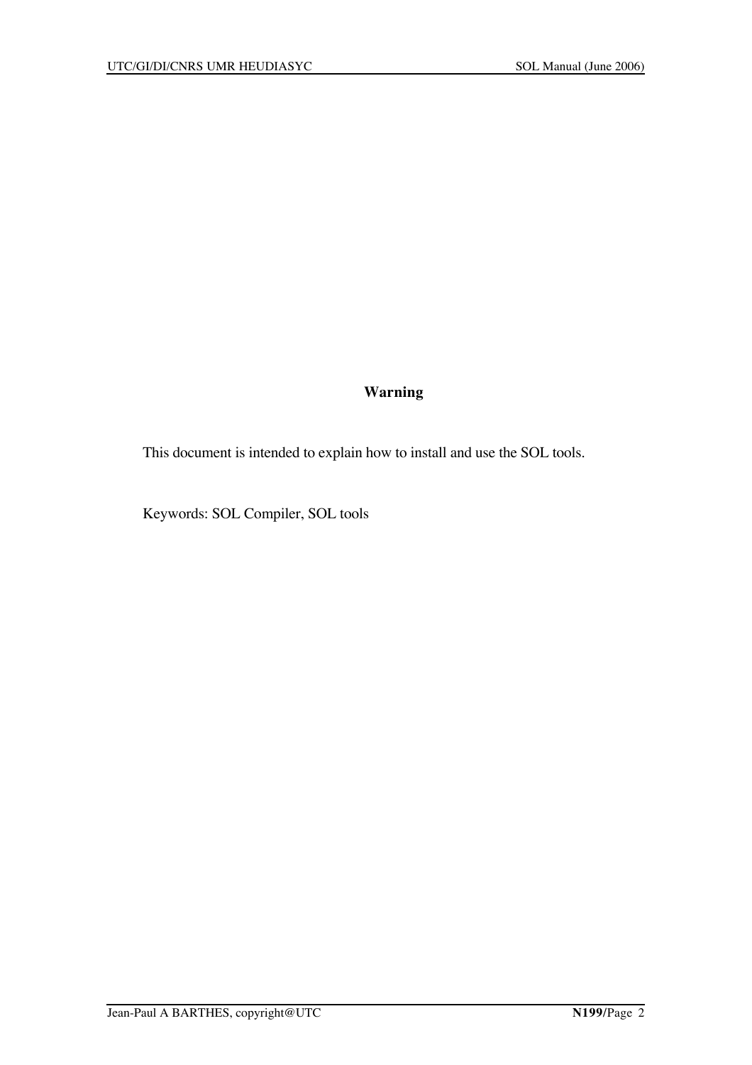## Warning

This document is intended to explain how to install and use the SOL tools.

Keywords: SOL Compiler, SOL tools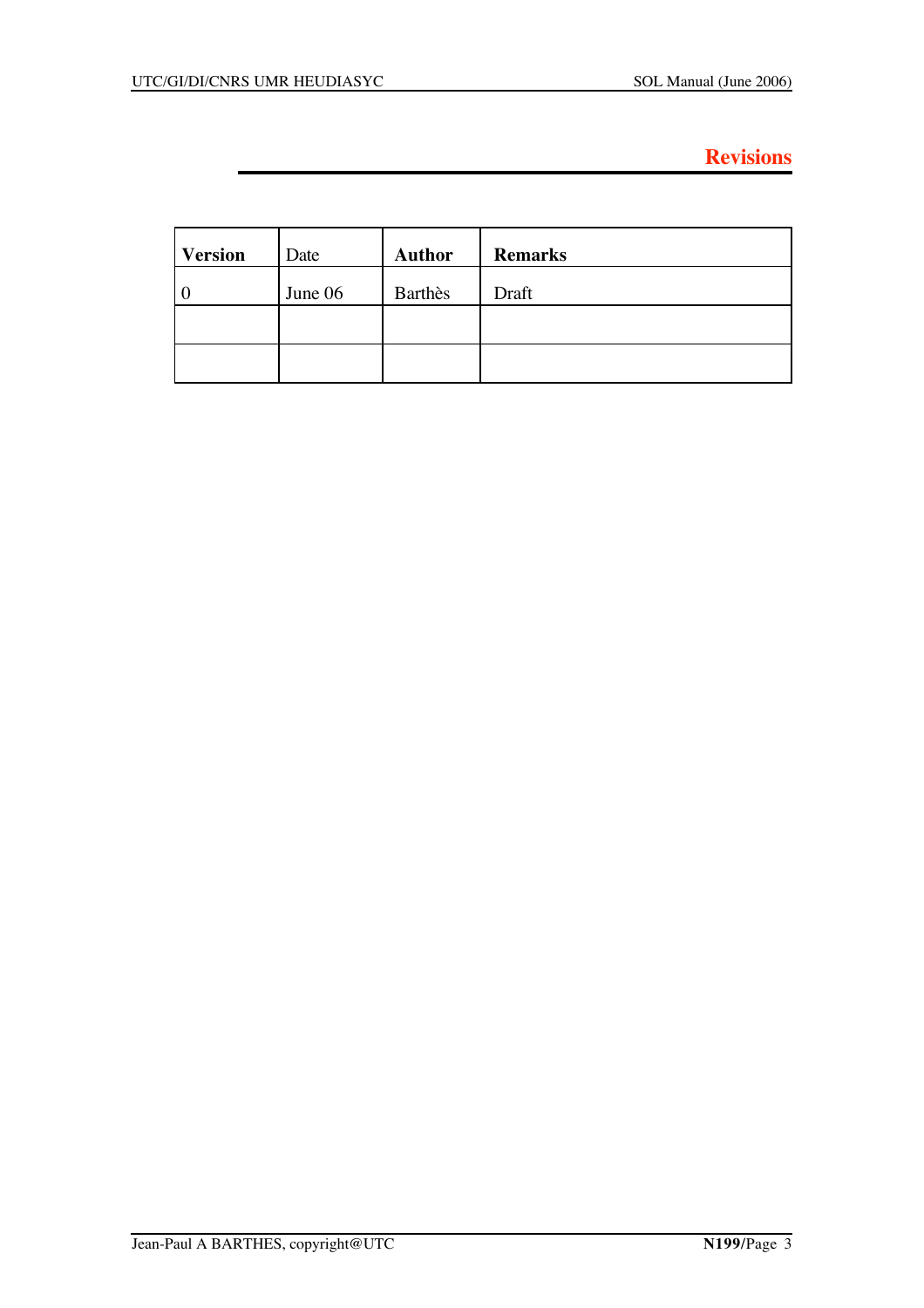# Revisions

| **Version** | Date | **Author** | **Remarks** |
|---|---|---|---|
| 0 | June 06 | Barthès | Draft |
| | | | |
| | | | |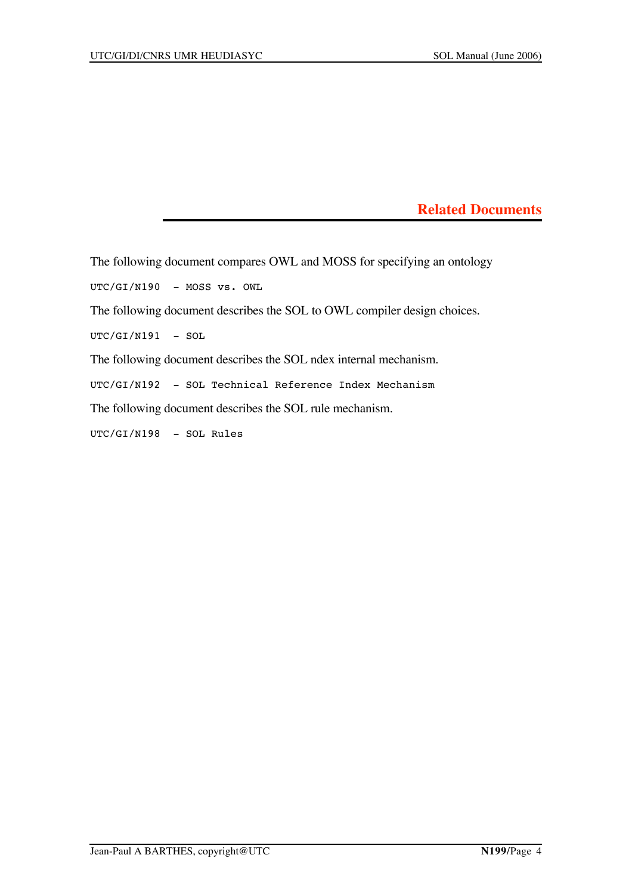# Related Documents

The following document compares OWL and MOSS for specifying an ontology

```
UTC/GI/N190  - MOSS vs. OWL
```

The following document describes the SOL to OWL compiler design choices.

```
UTC/GI/N191  - SOL
```

The following document describes the SOL ndex internal mechanism.

```
UTC/GI/N192  - SOL Technical Reference Index Mechanism
```

The following document describes the SOL rule mechanism.

```
UTC/GI/N198  - SOL Rules
```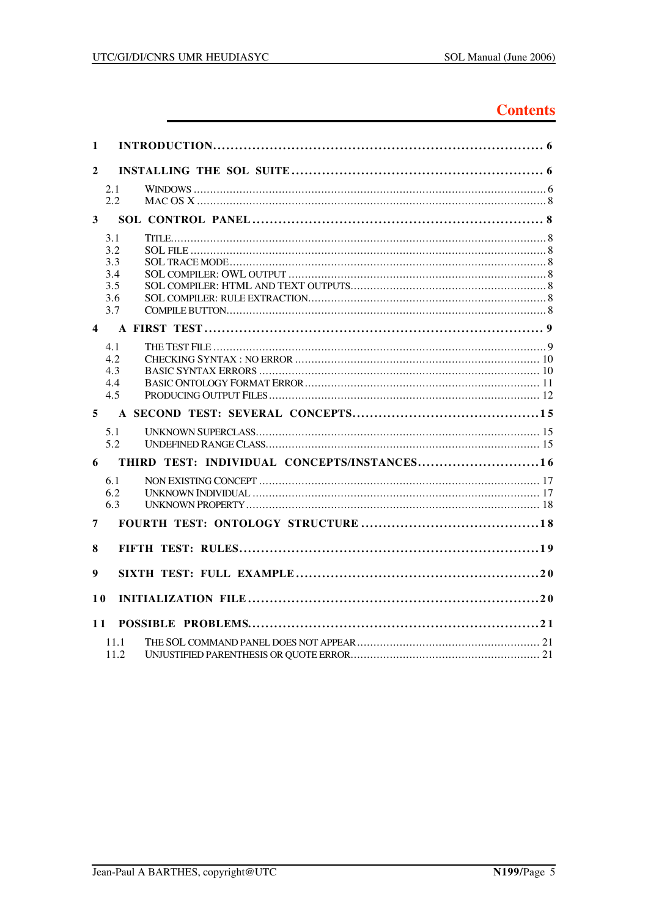# Contents

1 INTRODUCTION ........................................................................ 6

2 INSTALLING THE SOL SUITE ........................................................ 6

- 2.1 WINDOWS ........................................................................ 6
- 2.2 MAC OS X ........................................................................ 8

3 SOL CONTROL PANEL ................................................................ 8

- 3.1 TITLE ........................................................................ 8
- 3.2 SOL FILE ........................................................................ 8
- 3.3 SOL TRACE MODE ........................................................................ 8
- 3.4 SOL COMPILER: OWL OUTPUT ........................................................................ 8
- 3.5 SOL COMPILER: HTML AND TEXT OUTPUTS ........................................................................ 8
- 3.6 SOL COMPILER: RULE EXTRACTION ........................................................................ 8
- 3.7 COMPILE BUTTON ........................................................................ 8

4 A FIRST TEST ........................................................................ 9

- 4.1 THE TEST FILE ........................................................................ 9
- 4.2 CHECKING SYNTAX : NO ERROR ........................................................................ 10
- 4.3 BASIC SYNTAX ERRORS ........................................................................ 10
- 4.4 BASIC ONTOLOGY FORMAT ERROR ........................................................................ 11
- 4.5 PRODUCING OUTPUT FILES ........................................................................ 12

5 A SECOND TEST: SEVERAL CONCEPTS ........................................................ 15

- 5.1 UNKNOWN SUPERCLASS ........................................................................ 15
- 5.2 UNDEFINED RANGE CLASS ........................................................................ 15

6 THIRD TEST: INDIVIDUAL CONCEPTS/INSTANCES ........................................................ 16

- 6.1 NON EXISTING CONCEPT ........................................................................ 17
- 6.2 UNKNOWN INDIVIDUAL ........................................................................ 17
- 6.3 UNKNOWN PROPERTY ........................................................................ 18

7 FOURTH TEST: ONTOLOGY STRUCTURE ........................................................ 18

8 FIFTH TEST: RULES ........................................................................ 19

9 SIXTH TEST: FULL EXAMPLE ........................................................................ 20

10 INITIALIZATION FILE ........................................................................ 20

11 POSSIBLE PROBLEMS ........................................................................ 21

- 11.1 THE SOL COMMAND PANEL DOES NOT APPEAR ........................................................................ 21
- 11.2 UNJUSTIFIED PARENTHESIS OR QUOTE ERROR ........................................................................ 21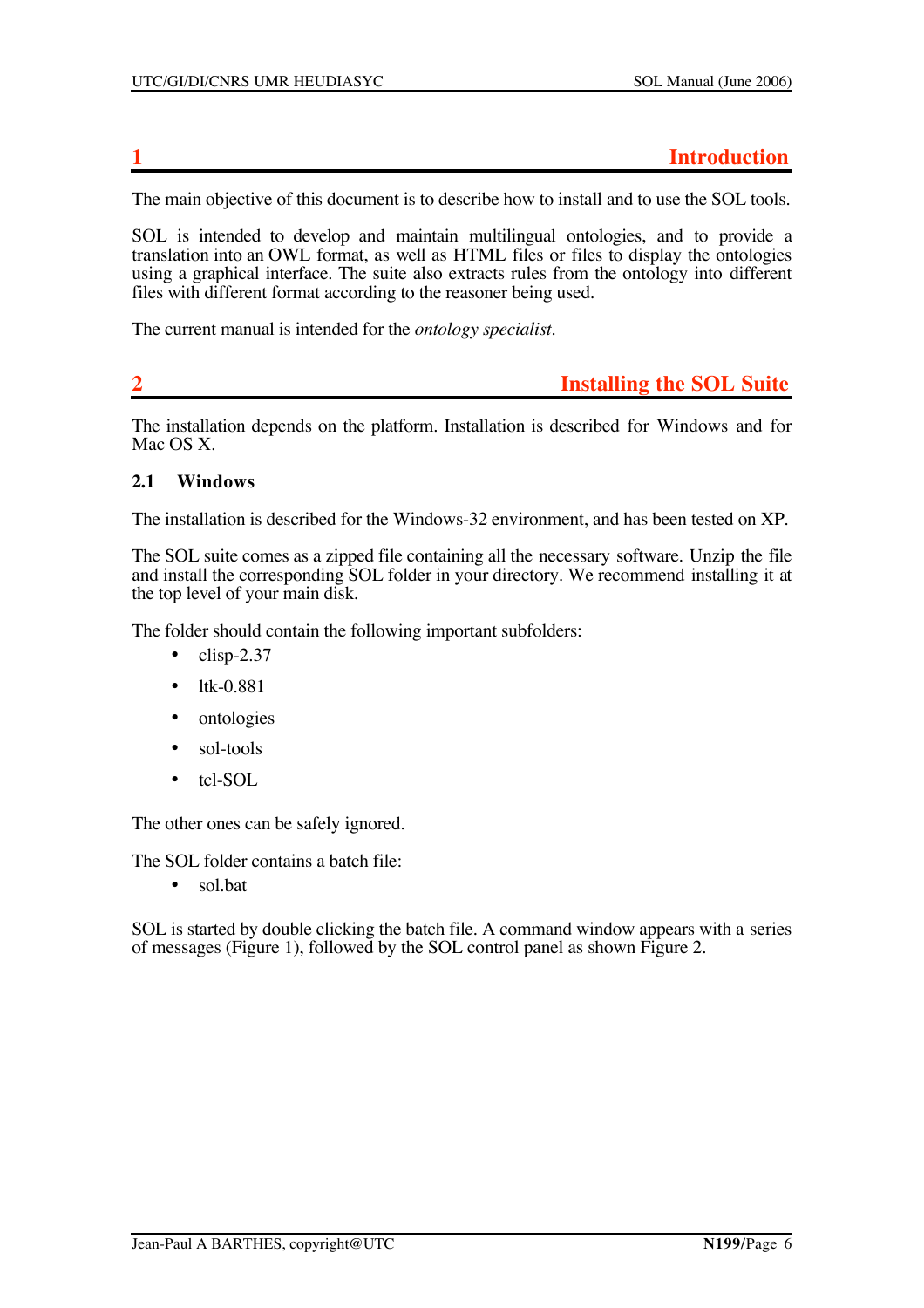# 1 Introduction

The main objective of this document is to describe how to install and to use the SOL tools.

SOL is intended to develop and maintain multilingual ontologies, and to provide a translation into an OWL format, as well as HTML files or files to display the ontologies using a graphical interface. The suite also extracts rules from the ontology into different files with different format according to the reasoner being used.

The current manual is intended for the *ontology specialist*.

# 2 Installing the SOL Suite

The installation depends on the platform. Installation is described for Windows and for Mac OS X.

## 2.1 Windows

The installation is described for the Windows-32 environment, and has been tested on XP.

The SOL suite comes as a zipped file containing all the necessary software. Unzip the file and install the corresponding SOL folder in your directory. We recommend installing it at the top level of your main disk.

The folder should contain the following important subfolders:

- clisp-2.37
- ltk-0.881
- ontologies
- sol-tools
- tcl-SOL

The other ones can be safely ignored.

The SOL folder contains a batch file:

- sol.bat

SOL is started by double clicking the batch file. A command window appears with a series of messages (Figure 1), followed by the SOL control panel as shown Figure 2.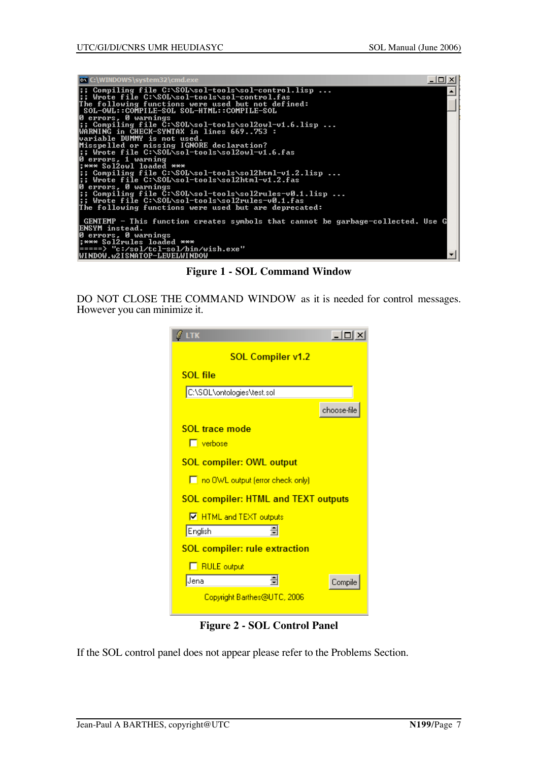**Figure 1 - SOL Command Window**

DO NOT CLOSE THE COMMAND WINDOW as it is needed for control messages. However you can minimize it.

**Figure 2 - SOL Control Panel**

If the SOL control panel does not appear please refer to the Problems Section.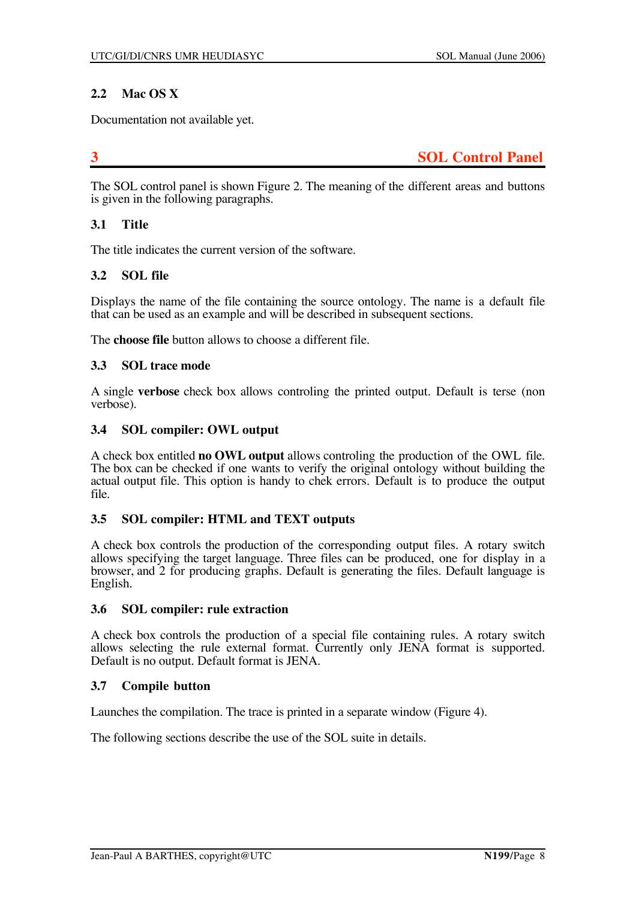### 2.2 Mac OS X

Documentation not available yet.

## 3 SOL Control Panel

The SOL control panel is shown Figure 2. The meaning of the different areas and buttons is given in the following paragraphs.

### 3.1 Title

The title indicates the current version of the software.

### 3.2 SOL file

Displays the name of the file containing the source ontology. The name is a default file that can be used as an example and will be described in subsequent sections.

The **choose file** button allows to choose a different file.

### 3.3 SOL trace mode

A single **verbose** check box allows controling the printed output. Default is terse (non verbose).

### 3.4 SOL compiler: OWL output

A check box entitled **no OWL output** allows controling the production of the OWL file. The box can be checked if one wants to verify the original ontology without building the actual output file. This option is handy to chek errors. Default is to produce the output file.

### 3.5 SOL compiler: HTML and TEXT outputs

A check box controls the production of the corresponding output files. A rotary switch allows specifying the target language. Three files can be produced, one for display in a browser, and 2 for producing graphs. Default is generating the files. Default language is English.

### 3.6 SOL compiler: rule extraction

A check box controls the production of a special file containing rules. A rotary switch allows selecting the rule external format. Currently only JENA format is supported. Default is no output. Default format is JENA.

### 3.7 Compile button

Launches the compilation. The trace is printed in a separate window (Figure 4).

The following sections describe the use of the SOL suite in details.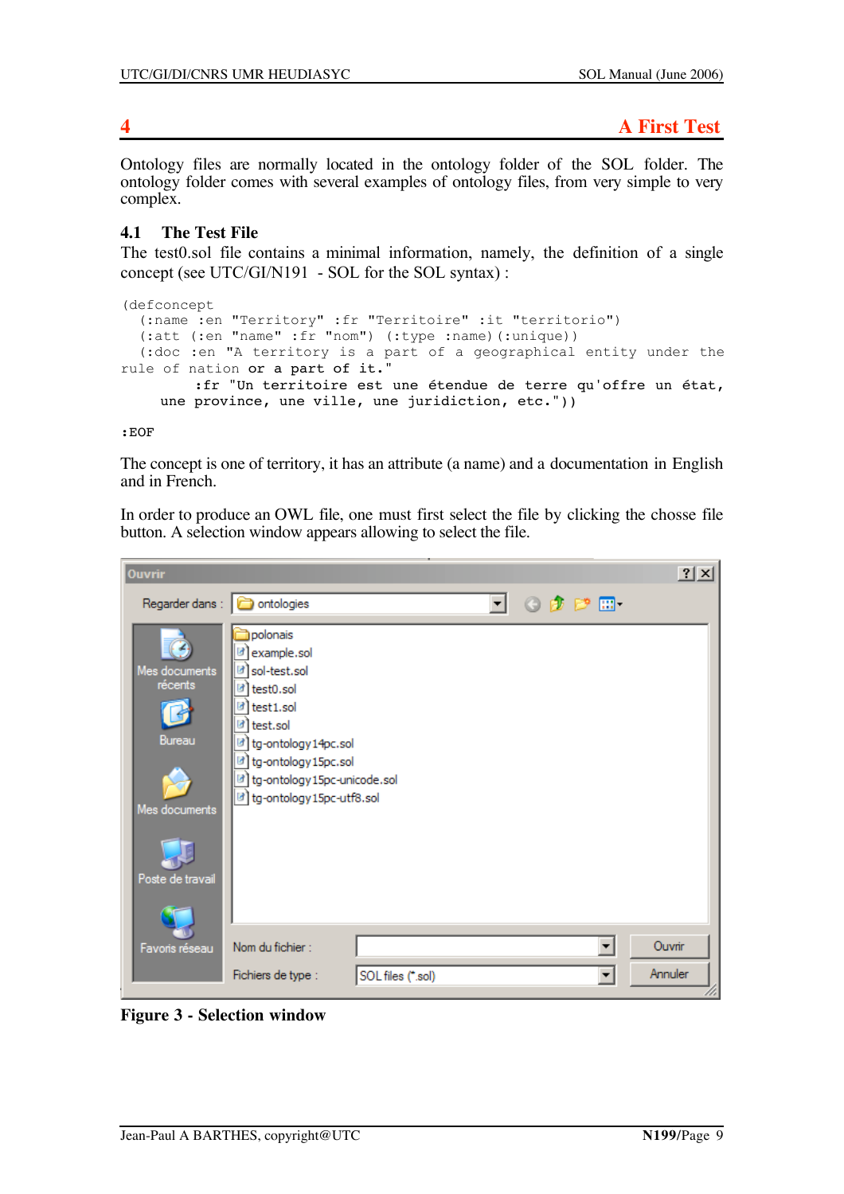# 4 A First Test

Ontology files are normally located in the ontology folder of the SOL folder. The ontology folder comes with several examples of ontology files, from very simple to very complex.

## 4.1 The Test File

The test0.sol file contains a minimal information, namely, the definition of a single concept (see UTC/GI/N191 - SOL for the SOL syntax) :

```
(defconcept
  (:name :en "Territory" :fr "Territoire" :it "territorio")
  (:att (:en "name" :fr "nom") (:type :name)(:unique))
  (:doc :en "A territory is a part of a geographical entity under the
rule of nation or a part of it."
         :fr "Un territoire est une étendue de terre qu'offre un état,
     une province, une ville, une juridiction, etc."))

:EOF
```

The concept is one of territory, it has an attribute (a name) and a documentation in English and in French.

In order to produce an OWL file, one must first select the file by clicking the chosse file button. A selection window appears allowing to select the file.

**Figure 3 - Selection window**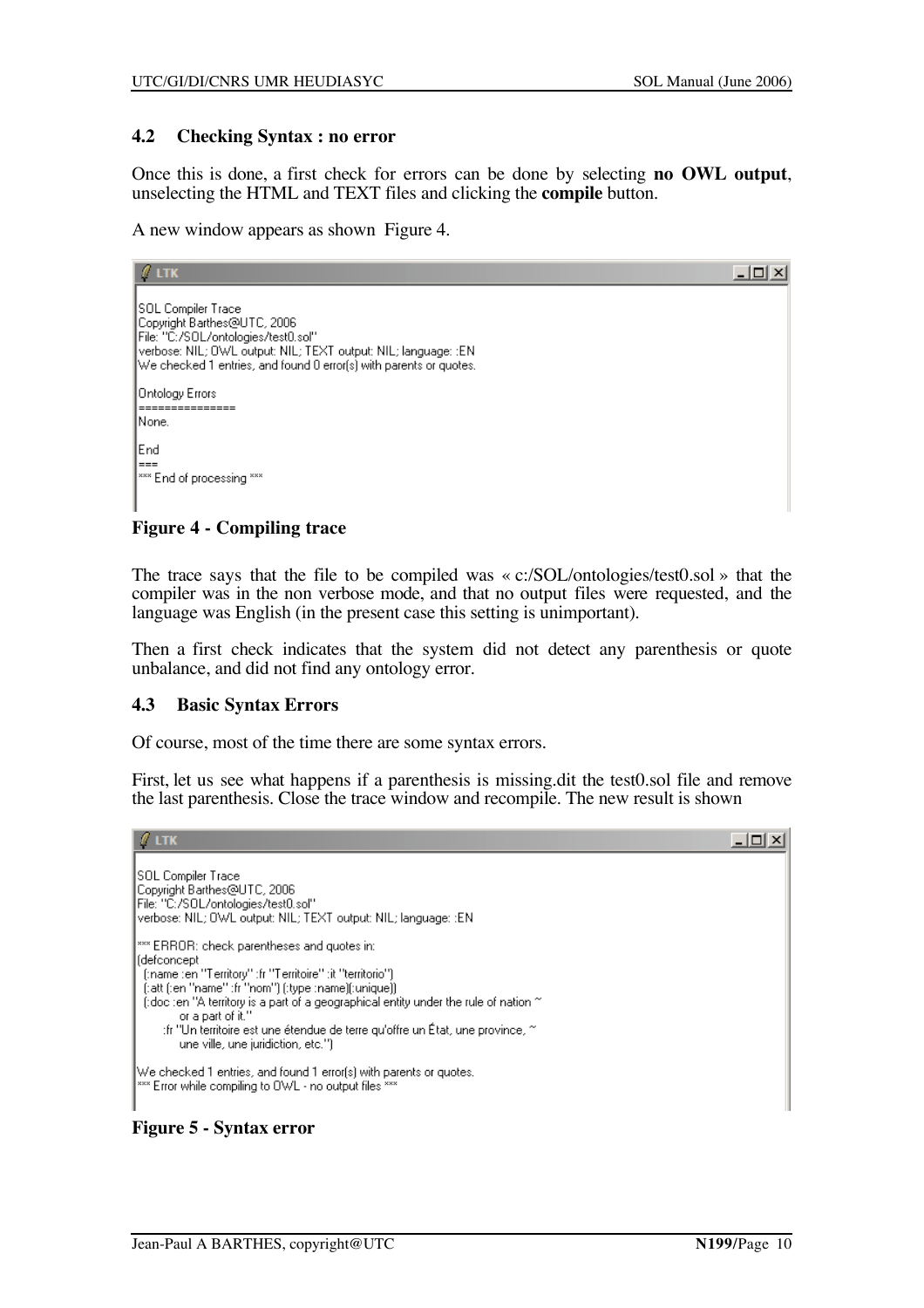## 4.2 Checking Syntax : no error

Once this is done, a first check for errors can be done by selecting **no OWL output**, unselecting the HTML and TEXT files and clicking the **compile** button.

A new window appears as shown Figure 4.

```
LTK

SOL Compiler Trace
Copyright Barthes@UTC, 2006
File: "C:/SOL/ontologies/test0.sol"
verbose: NIL; OWL output: NIL; TEXT output: NIL; language: :EN
We checked 1 entries, and found 0 error(s) with parents or quotes.

Ontology Errors
===============
None.

End
===
*** End of processing ***
```

**Figure 4 - Compiling trace**

The trace says that the file to be compiled was « c:/SOL/ontologies/test0.sol » that the compiler was in the non verbose mode, and that no output files were requested, and the language was English (in the present case this setting is unimportant).

Then a first check indicates that the system did not detect any parenthesis or quote unbalance, and did not find any ontology error.

## 4.3 Basic Syntax Errors

Of course, most of the time there are some syntax errors.

First, let us see what happens if a parenthesis is missing.dit the test0.sol file and remove the last parenthesis. Close the trace window and recompile. The new result is shown

```
LTK

SOL Compiler Trace
Copyright Barthes@UTC, 2006
File: "C:/SOL/ontologies/test0.sol"
verbose: NIL; OWL output: NIL; TEXT output: NIL; language: :EN

*** ERROR: check parentheses and quotes in:
(defconcept
  (:name :en "Territory" :fr "Territoire" :it "territorio")
  (:att (:en "name" :fr "nom") (:type :name)(:unique))
  (:doc :en "A territory is a part of a geographical entity under the rule of nation ~
          or a part of it."
       :fr "Un territoire est une étendue de terre qu'offre un État, une province, ~
          une ville, une juridiction, etc.")

We checked 1 entries, and found 1 error(s) with parents or quotes.
*** Error while compiling to OWL - no output files ***
```

**Figure 5 - Syntax error**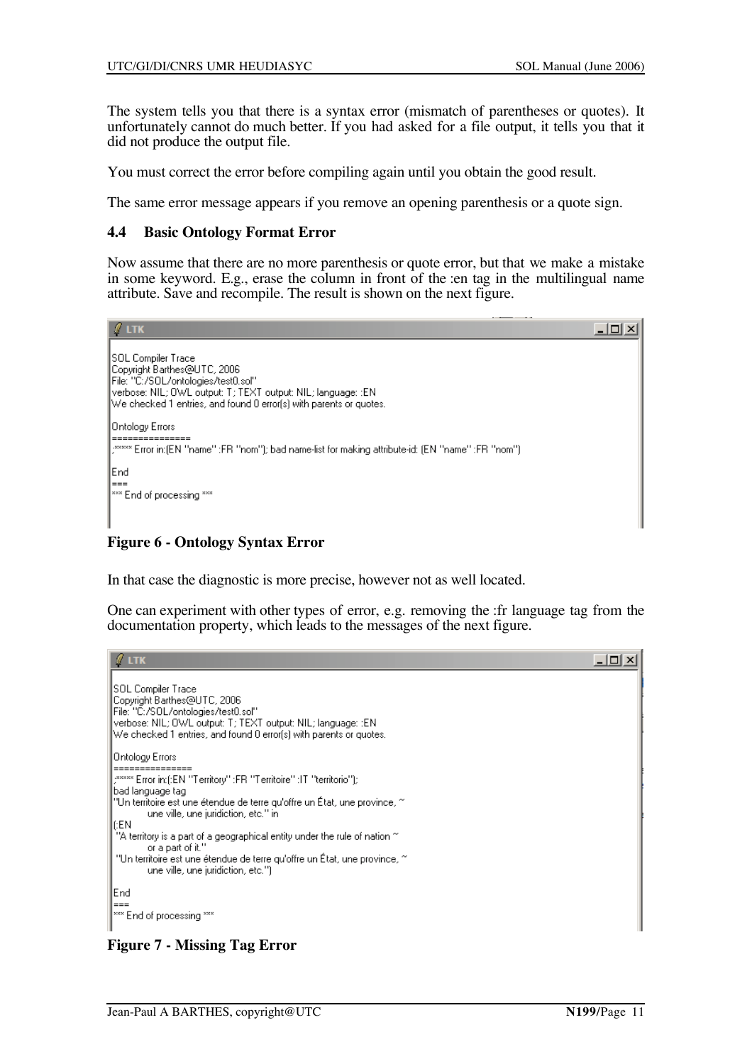The system tells you that there is a syntax error (mismatch of parentheses or quotes). It unfortunately cannot do much better. If you had asked for a file output, it tells you that it did not produce the output file.

You must correct the error before compiling again until you obtain the good result.

The same error message appears if you remove an opening parenthesis or a quote sign.

### 4.4 Basic Ontology Format Error

Now assume that there are no more parenthesis or quote error, but that we make a mistake in some keyword. E.g., erase the column in front of the :en tag in the multilingual name attribute. Save and recompile. The result is shown on the next figure.

```
LTK

SOL Compiler Trace
Copyright Barthes@UTC, 2006
File: "C:/SOL/ontologies/test0.sol"
verbose: NIL; OWL output: T; TEXT output: NIL; language: :EN
We checked 1 entries, and found 0 error(s) with parents or quotes.

Ontology Errors
===============
;***** Error in:(EN "name" :FR "nom"); bad name-list for making attribute-id: (EN "name" :FR "nom")

End
===
*** End of processing ***
```

**Figure 6 - Ontology Syntax Error**

In that case the diagnostic is more precise, however not as well located.

One can experiment with other types of error, e.g. removing the :fr language tag from the documentation property, which leads to the messages of the next figure.

```
LTK

SOL Compiler Trace
Copyright Barthes@UTC, 2006
File: "C:/SOL/ontologies/test0.sol"
verbose: NIL; OWL output: T; TEXT output: NIL; language: :EN
We checked 1 entries, and found 0 error(s) with parents or quotes.

Ontology Errors
===============
;***** Error in:(:EN "Territory" :FR "Territoire" :IT "territorio");
bad language tag
"Un territoire est une étendue de terre qu'offre un État, une province, ~
        une ville, une juridiction, etc." in
(:EN
 "A territory is a part of a geographical entity under the rule of nation ~
        or a part of it."
 "Un territoire est une étendue de terre qu'offre un État, une province, ~
        une ville, une juridiction, etc.")

End
===
*** End of processing ***
```

**Figure 7 - Missing Tag Error**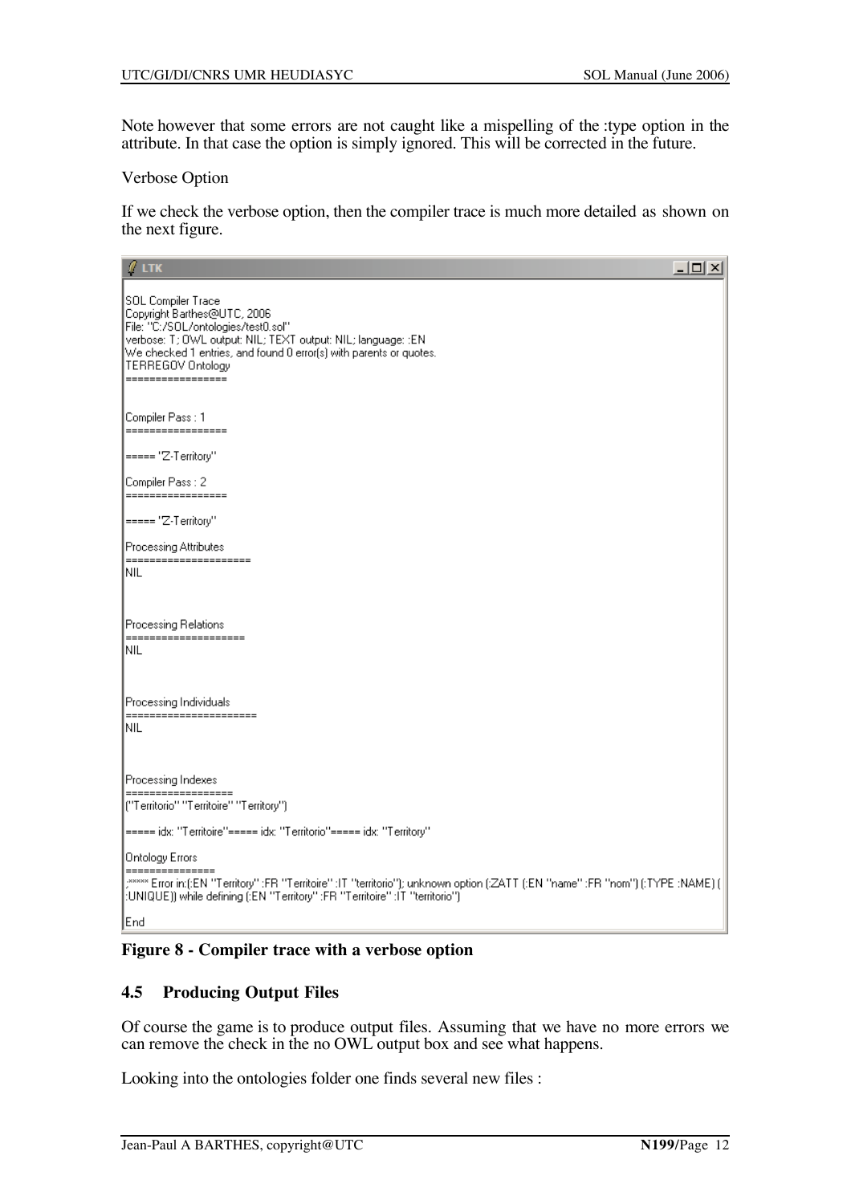Note however that some errors are not caught like a mispelling of the :type option in the attribute. In that case the option is simply ignored. This will be corrected in the future.

Verbose Option

If we check the verbose option, then the compiler trace is much more detailed as shown on the next figure.

```
LTK

SOL Compiler Trace
Copyright Barthes@UTC, 2006
File: "C:/SOL/ontologies/test0.sol"
verbose: T; OWL output: NIL; TEXT output: NIL; language: :EN
We checked 1 entries, and found 0 error(s) with parents or quotes.
TERREGOV Ontology
=================


Compiler Pass : 1
=================

===== "Z-Territory"

Compiler Pass : 2
=================

===== "Z-Territory"

Processing Attributes
=====================
NIL



Processing Relations
====================
NIL



Processing Individuals
======================
NIL



Processing Indexes
==================
("Territorio" "Territoire" "Territory")

===== idx: "Territoire"===== idx: "Territorio"===== idx: "Territory"

Ontology Errors
===============
;***** Error in:(:EN "Territory" :FR "Territoire" :IT "territorio"); unknown option (:ZATT (:EN "name" :FR "nom") (:TYPE :NAME) (
:UNIQUE)) while defining (:EN "Territory" :FR "Territoire" :IT "territorio")

End
```

**Figure 8 - Compiler trace with a verbose option**

### 4.5 Producing Output Files

Of course the game is to produce output files. Assuming that we have no more errors we can remove the check in the no OWL output box and see what happens.

Looking into the ontologies folder one finds several new files :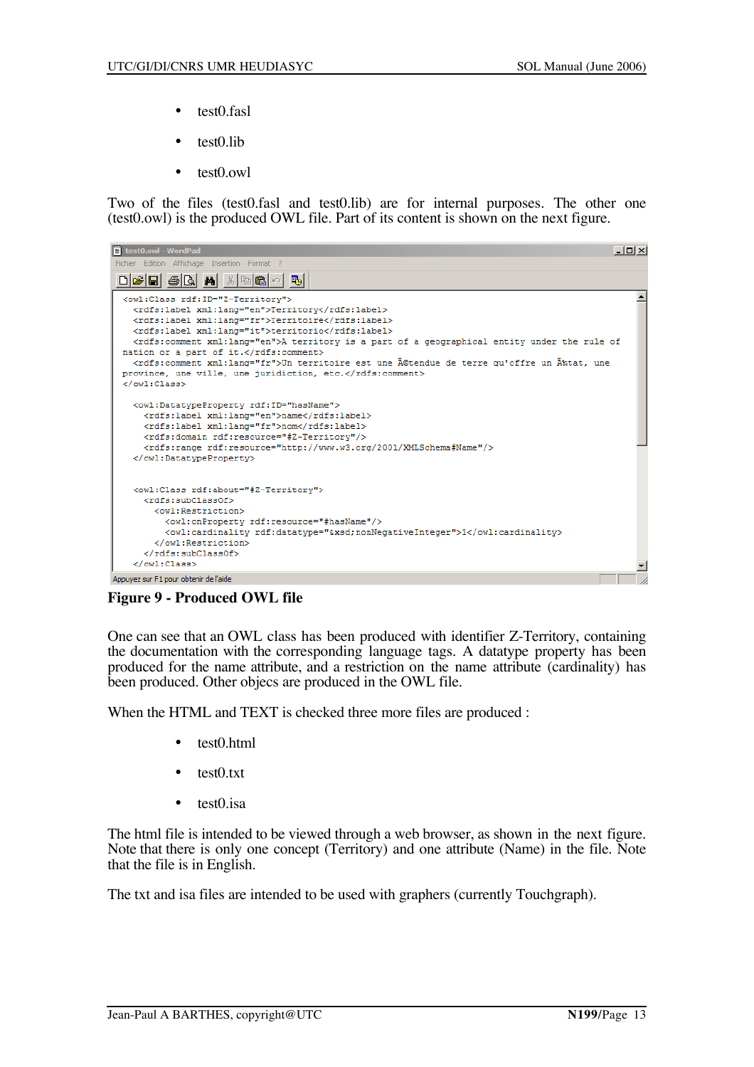- test0.fasl
- test0.lib
- test0.owl

Two of the files (test0.fasl and test0.lib) are for internal purposes. The other one (test0.owl) is the produced OWL file. Part of its content is shown on the next figure.

```
<owl:Class rdf:ID="Z-Territory">
  <rdfs:label xml:lang="en">Territory</rdfs:label>
  <rdfs:label xml:lang="fr">Territoire</rdfs:label>
  <rdfs:label xml:lang="it">territorio</rdfs:label>
  <rdfs:comment xml:lang="en">A territory is a part of a geographical entity under the rule of
nation or a part of it.</rdfs:comment>
  <rdfs:comment xml:lang="fr">Un territoire est une Ã©tendue de terre qu'offre un Ã‰tat, une
province, une ville, une juridiction, etc.</rdfs:comment>
</owl:Class>

  <owl:DatatypeProperty rdf:ID="hasName">
    <rdfs:label xml:lang="en">name</rdfs:label>
    <rdfs:label xml:lang="fr">nom</rdfs:label>
    <rdfs:domain rdf:resource="#Z-Territory"/>
    <rdfs:range rdf:resource="http://www.w3.org/2001/XMLSchema#Name"/>
  </owl:DatatypeProperty>


  <owl:Class rdf:about="#Z-Territory">
    <rdfs:subClassOf>
      <owl:Restriction>
        <owl:onProperty rdf:resource="#hasName"/>
        <owl:cardinality rdf:datatype="&xsd;nonNegativeInteger">1</owl:cardinality>
      </owl:Restriction>
    </rdfs:subClassOf>
  </owl:Class>
```

**Figure 9 - Produced OWL file**

One can see that an OWL class has been produced with identifier Z-Territory, containing the documentation with the corresponding language tags. A datatype property has been produced for the name attribute, and a restriction on the name attribute (cardinality) has been produced. Other objecs are produced in the OWL file.

When the HTML and TEXT is checked three more files are produced :

- test0.html
- test0.txt
- test0.isa

The html file is intended to be viewed through a web browser, as shown in the next figure. Note that there is only one concept (Territory) and one attribute (Name) in the file. Note that the file is in English.

The txt and isa files are intended to be used with graphers (currently Touchgraph).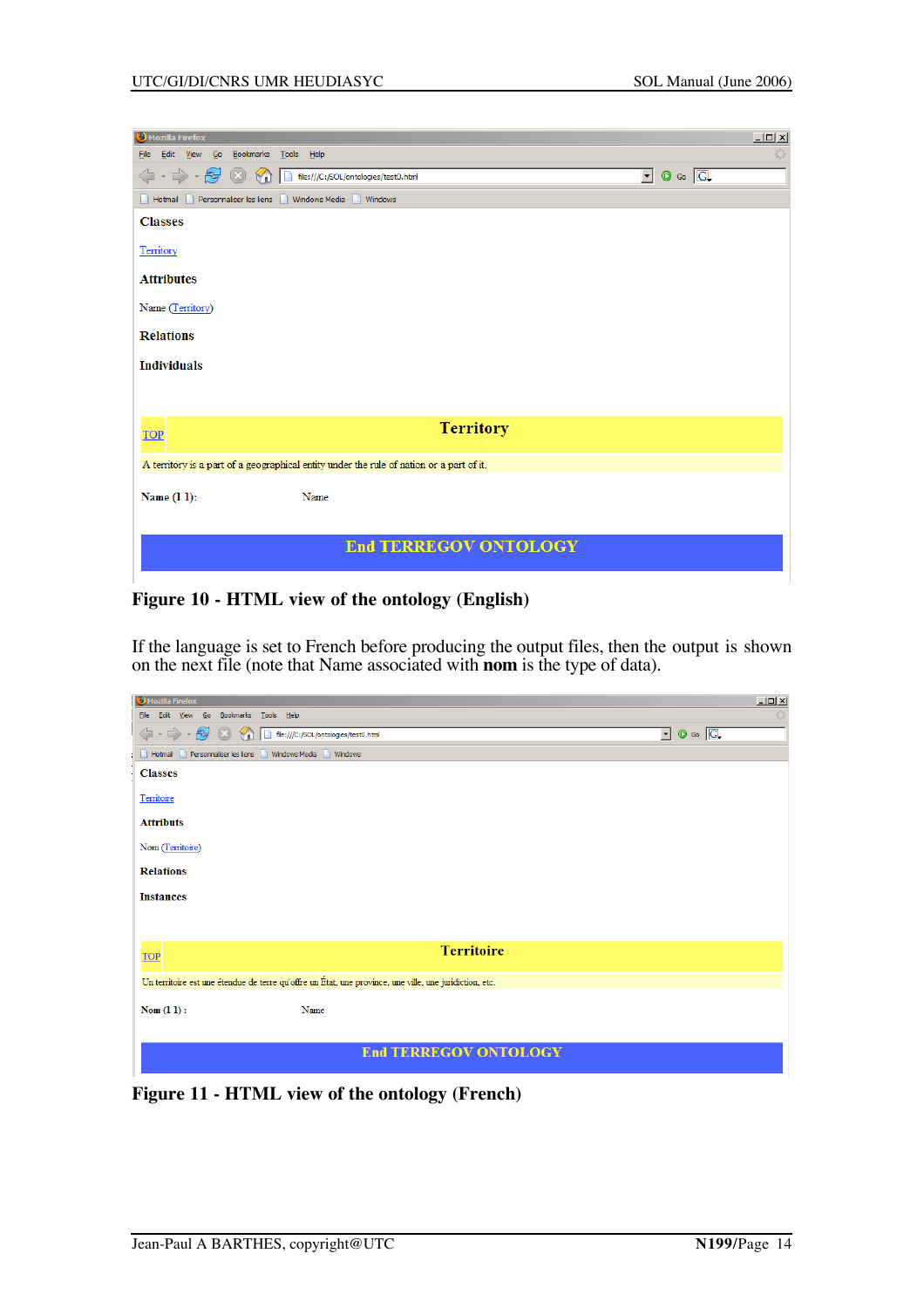**Figure 10 - HTML view of the ontology (English)**

If the language is set to French before producing the output files, then the output is shown on the next file (note that Name associated with **nom** is the type of data).

**Figure 11 - HTML view of the ontology (French)**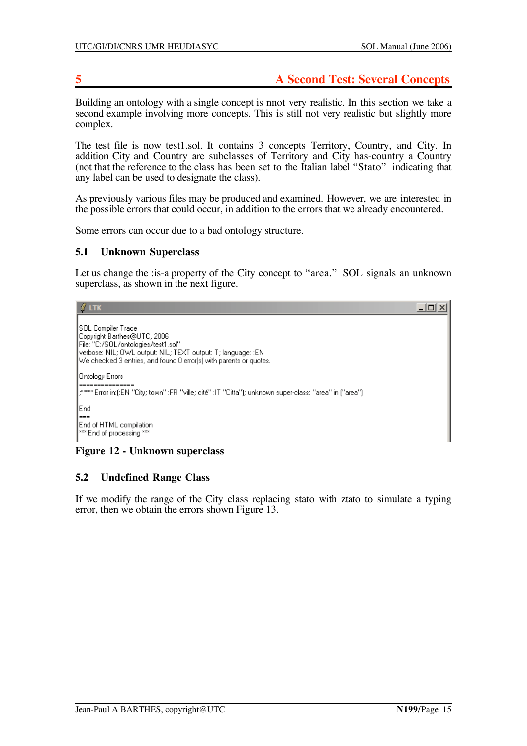# 5 A Second Test: Several Concepts

Building an ontology with a single concept is nnot very realistic. In this section we take a second example involving more concepts. This is still not very realistic but slightly more complex.

The test file is now test1.sol. It contains 3 concepts Territory, Country, and City. In addition City and Country are subclasses of Territory and City has-country a Country (not that the reference to the class has been set to the Italian label "Stato" indicating that any label can be used to designate the class).

As previously various files may be produced and examined. However, we are interested in the possible errors that could occur, in addition to the errors that we already encountered.

Some errors can occur due to a bad ontology structure.

## 5.1 Unknown Superclass

Let us change the :is-a property of the City concept to "area." SOL signals an unknown superclass, as shown in the next figure.

```
SOL Compiler Trace
Copyright Barthes@UTC, 2006
File: "C:/SOL/ontologies/test1.sol"
verbose: NIL; OWL output: NIL; TEXT output: T; language: :EN
We checked 3 entries, and found 0 error(s) with parents or quotes.

Ontology Errors
===============
;***** Error in:(:EN "City; town" :FR "ville; cité" :IT "Citta"); unknown super-class: "area" in ("area")

End
===
End of HTML compilation
*** End of processing ***
```

**Figure 12 - Unknown superclass**

## 5.2 Undefined Range Class

If we modify the range of the City class replacing stato with ztato to simulate a typing error, then we obtain the errors shown Figure 13.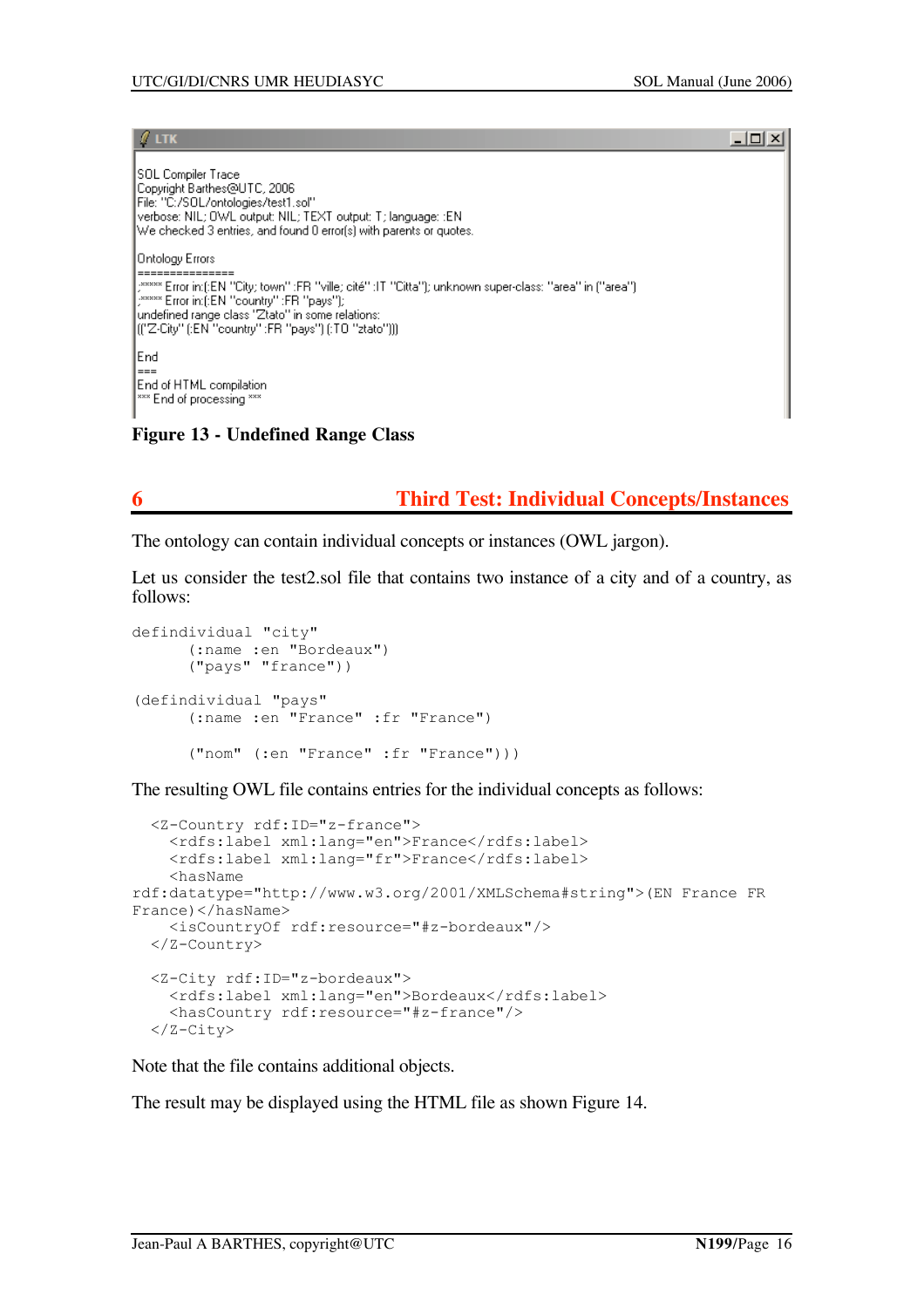```
SOL Compiler Trace
Copyright Barthes@UTC, 2006
File: "C:/SOL/ontologies/test1.sol"
verbose: NIL; OWL output: NIL; TEXT output: T; language: :EN
We checked 3 entries, and found 0 error(s) with parents or quotes.

Ontology Errors
===============
;***** Error in:(:EN "City; town" :FR "ville; cité" :IT "Citta"); unknown super-class: "area" in ("area")
;***** Error in:(:EN "country" :FR "pays");
undefined range class "Ztato" in some relations:
(("Z-City" (:EN "country" :FR "pays") (:TO "ztato")))

End
===
End of HTML compilation
*** End of processing ***
```

**Figure 13 - Undefined Range Class**

## 6 Third Test: Individual Concepts/Instances

The ontology can contain individual concepts or instances (OWL jargon).

Let us consider the test2.sol file that contains two instance of a city and of a country, as follows:

```
defindividual "city"
      (:name :en "Bordeaux")
      ("pays" "france"))

(defindividual "pays"
      (:name :en "France" :fr "France")

      ("nom" (:en "France" :fr "France")))
```

The resulting OWL file contains entries for the individual concepts as follows:

```
  <Z-Country rdf:ID="z-france">
    <rdfs:label xml:lang="en">France</rdfs:label>
    <rdfs:label xml:lang="fr">France</rdfs:label>
    <hasName
rdf:datatype="http://www.w3.org/2001/XMLSchema#string">(EN France FR
France)</hasName>
    <isCountryOf rdf:resource="#z-bordeaux"/>
  </Z-Country>

  <Z-City rdf:ID="z-bordeaux">
    <rdfs:label xml:lang="en">Bordeaux</rdfs:label>
    <hasCountry rdf:resource="#z-france"/>
  </Z-City>
```

Note that the file contains additional objects.

The result may be displayed using the HTML file as shown Figure 14.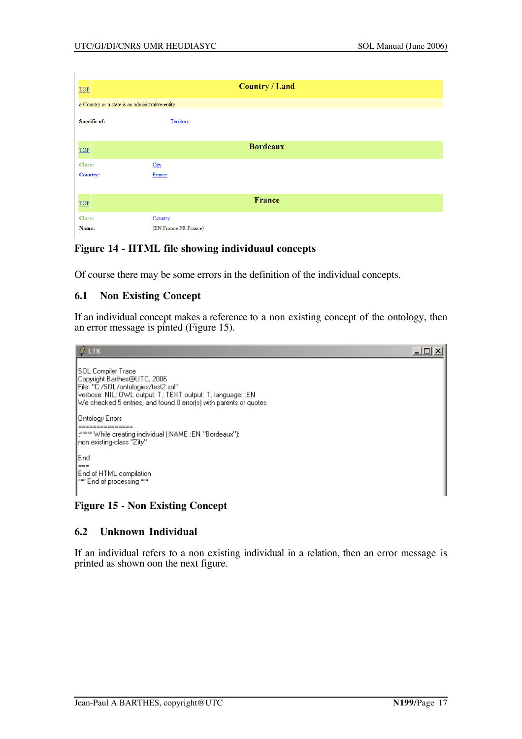| TOP | Country / Land |
|---|---|
| a Country or a state is an administrative entity. | |
| **Specific of:** | Territory |

| TOP | Bordeaux |
|---|---|
| Class: | City |
| Country: | France |

| TOP | France |
|---|---|
| Class: | Country |
| Name: | (EN France FR France) |

**Figure 14 - HTML file showing individuaul concepts**

Of course there may be some errors in the definition of the individual concepts.

## 6.1 Non Existing Concept

If an individual concept makes a reference to a non existing concept of the ontology, then an error message is pinted (Figure 15).

```
LTK

SOL Compiler Trace
Copyright Barthes@UTC, 2006
File: "C:/SOL/ontologies/test2.sol"
verbose: NIL; OWL output: T; TEXT output: T; language: :EN
We checked 5 entries, and found 0 error(s) with parents or quotes.

Ontology Errors
===============
;***** While creating individual (:NAME :EN "Bordeaux"):
non existing-class "Zity"

End
===
End of HTML compilation
*** End of processing ***
```

**Figure 15 - Non Existing Concept**

## 6.2 Unknown Individual

If an individual refers to a non existing individual in a relation, then an error message is printed as shown oon the next figure.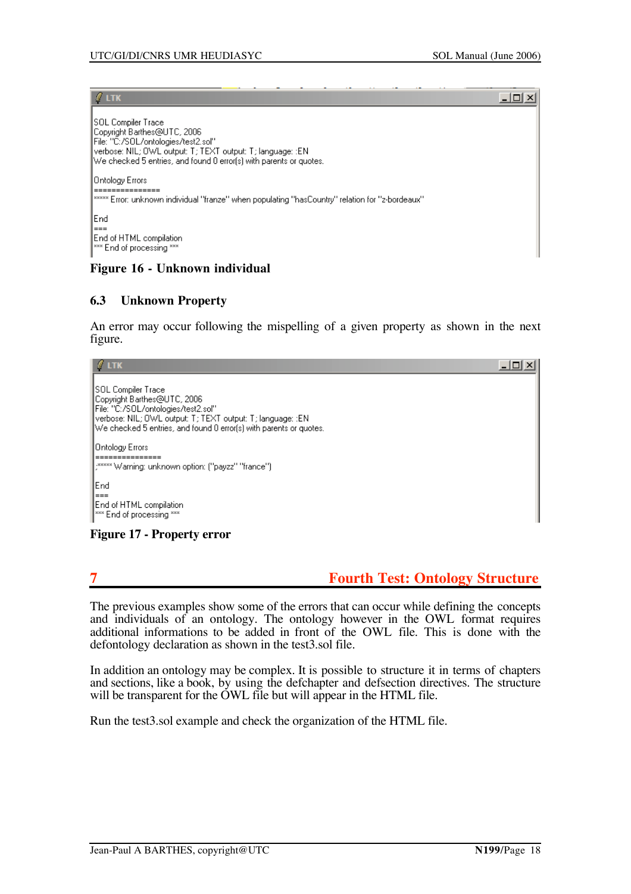```
SOL Compiler Trace
Copyright Barthes@UTC, 2006
File: "C:/SOL/ontologies/test2.sol"
verbose: NIL; OWL output: T; TEXT output: T; language: :EN
We checked 5 entries, and found 0 error(s) with parents or quotes.

Ontology Errors
===============
***** Error: unknown individual "franze" when populating "hasCountry" relation for "z-bordeaux"

End
===
End of HTML compilation
*** End of processing ***
```

**Figure 16 - Unknown individual**

### 6.3 Unknown Property

An error may occur following the mispelling of a given property as shown in the next figure.

```
SOL Compiler Trace
Copyright Barthes@UTC, 2006
File: "C:/SOL/ontologies/test2.sol"
verbose: NIL; OWL output: T; TEXT output: T; language: :EN
We checked 5 entries, and found 0 error(s) with parents or quotes.

Ontology Errors
===============
;***** Warning: unknown option: ("payzz" "france")

End
===
End of HTML compilation
*** End of processing ***
```

**Figure 17 - Property error**

## 7 Fourth Test: Ontology Structure

The previous examples show some of the errors that can occur while defining the concepts and individuals of an ontology. The ontology however in the OWL format requires additional informations to be added in front of the OWL file. This is done with the defontology declaration as shown in the test3.sol file.

In addition an ontology may be complex. It is possible to structure it in terms of chapters and sections, like a book, by using the defchapter and defsection directives. The structure will be transparent for the OWL file but will appear in the HTML file.

Run the test3.sol example and check the organization of the HTML file.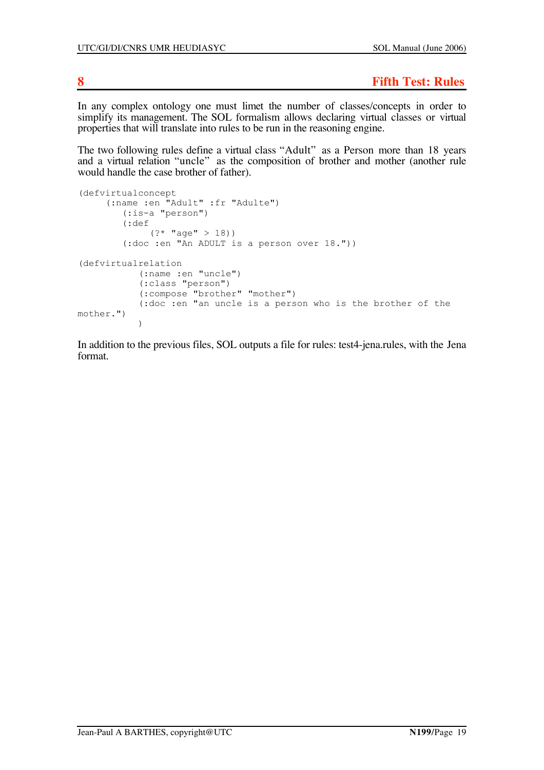# 8 Fifth Test: Rules

In any complex ontology one must limet the number of classes/concepts in order to simplify its management. The SOL formalism allows declaring virtual classes or virtual properties that will translate into rules to be run in the reasoning engine.

The two following rules define a virtual class "Adult" as a Person more than 18 years and a virtual relation "uncle" as the composition of brother and mother (another rule would handle the case brother of father).

```
(defvirtualconcept
     (:name :en "Adult" :fr "Adulte")
        (:is-a "person")
        (:def
             (?* "age" > 18))
        (:doc :en "An ADULT is a person over 18."))

(defvirtualrelation
           (:name :en "uncle")
           (:class "person")
           (:compose "brother" "mother")
           (:doc :en "an uncle is a person who is the brother of the
mother.")
           )
```

In addition to the previous files, SOL outputs a file for rules: test4-jena.rules, with the Jena format.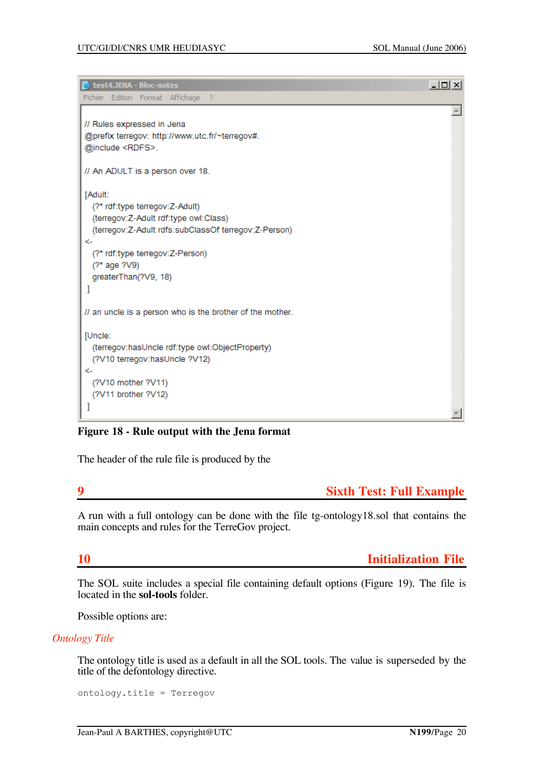```
// Rules expressed in Jena
@prefix terregov: http://www.utc.fr/~terregov#.
@include <RDFS>.

// An ADULT is a person over 18.

[Adult:
   (?* rdf:type terregov:Z-Adult)
   (terregov:Z-Adult rdf:type owl:Class)
   (terregov:Z-Adult rdfs:subClassOf terregov:Z-Person)
<-
   (?* rdf:type terregov:Z-Person)
   (?* age ?V9)
   greaterThan(?V9, 18)
 ]

// an uncle is a person who is the brother of the mother.

[Uncle:
   (terregov:hasUncle rdf:type owl:ObjectProperty)
   (?V10 terregov:hasUncle ?V12)
<-
   (?V10 mother ?V11)
   (?V11 brother ?V12)
 ]
```

**Figure 18 - Rule output with the Jena format**

The header of the rule file is produced by the

# 9 Sixth Test: Full Example

A run with a full ontology can be done with the file tg-ontology18.sol that contains the main concepts and rules for the TerreGov project.

# 10 Initialization File

The SOL suite includes a special file containing default options (Figure 19). The file is located in the **sol-tools** folder.

Possible options are:

*Ontology Title*

The ontology title is used as a default in all the SOL tools. The value is superseded by the title of the defontology directive.

```
ontology.title = Terregov
```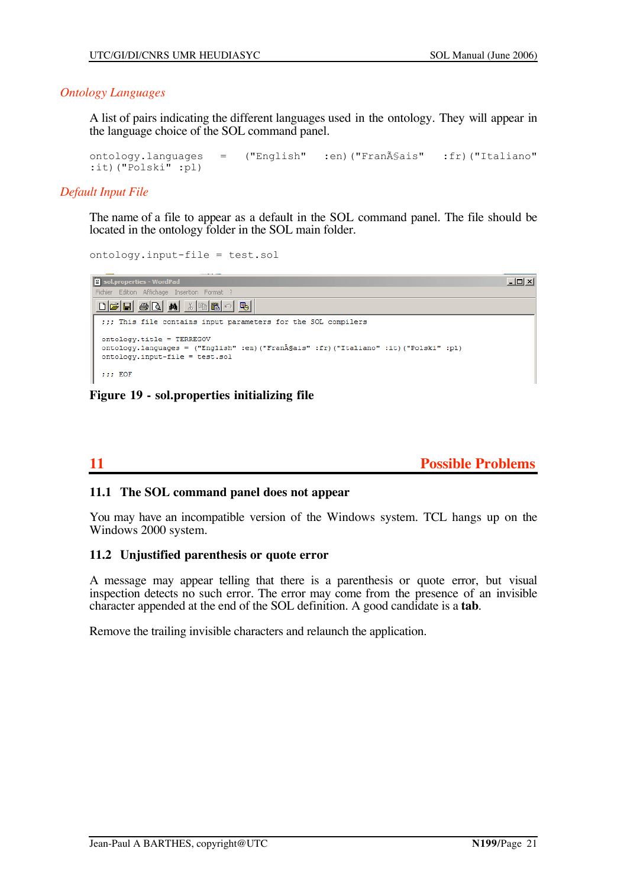*Ontology Languages*

A list of pairs indicating the different languages used in the ontology. They will appear in the language choice of the SOL command panel.

```
ontology.languages = ("English" :en)("FranÃ§ais" :fr)("Italiano" :it)("Polski" :pl)
```

*Default Input File*

The name of a file to appear as a default in the SOL command panel. The file should be located in the ontology folder in the SOL main folder.

```
ontology.input-file = test.sol
```

```
;;; This file contains input parameters for the SOL compilers

ontology.title = TERREGOV
ontology.languages = ("English" :en)("FranÃ§ais" :fr)("Italiano" :it)("Polski" :pl)
ontology.input-file = test.sol

;;; EOF
```

**Figure 19 - sol.properties initializing file**

# 11 Possible Problems

## 11.1 The SOL command panel does not appear

You may have an incompatible version of the Windows system. TCL hangs up on the Windows 2000 system.

## 11.2 Unjustified parenthesis or quote error

A message may appear telling that there is a parenthesis or quote error, but visual inspection detects no such error. The error may come from the presence of an invisible character appended at the end of the SOL definition. A good candidate is a **tab**.

Remove the trailing invisible characters and relaunch the application.